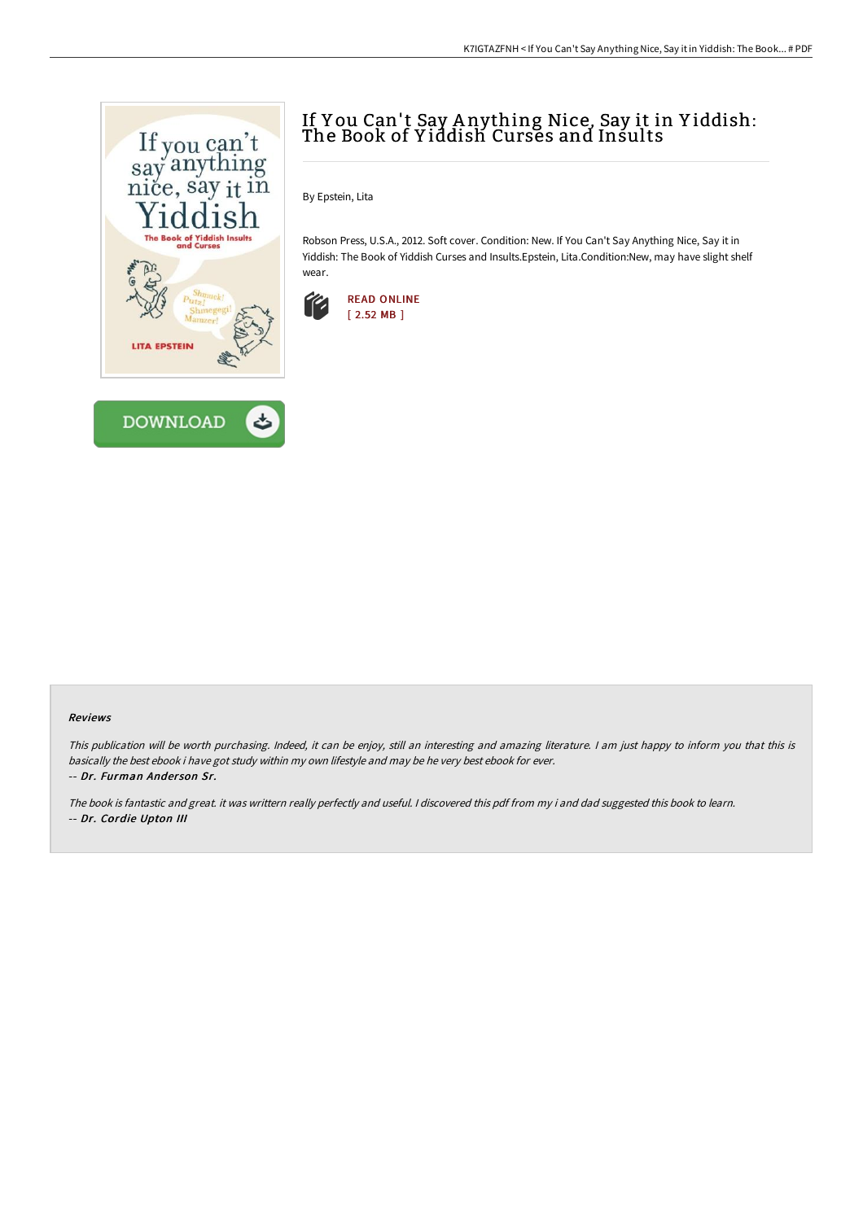# If You Can't Say Anything Nice, Say it in Yiddish: The Book of Yiddish Curses and Insults

By Epstein, Lita

Robson Press, U.S.A., 2012. Soft cover. Condition: New. If You Can't Say Anything Nice, Say it in Yiddish: The Book of Yiddish Curses and Insults.Epstein, Lita.Condition:New, may have slight shelf wear.

READ ONLINE
[ 2.52 MB ]

DOWNLOAD

#### Reviews

*This publication will be worth purchasing. Indeed, it can be enjoy, still an interesting and amazing literature. I am just happy to inform you that this is basically the best ebook i have got study within my own lifestyle and may be he very best ebook for ever.*

*-- **Dr. Furman Anderson Sr.***

*The book is fantastic and great. it was writtern really perfectly and useful. I discovered this pdf from my i and dad suggested this book to learn.*

*-- **Dr. Cordie Upton III***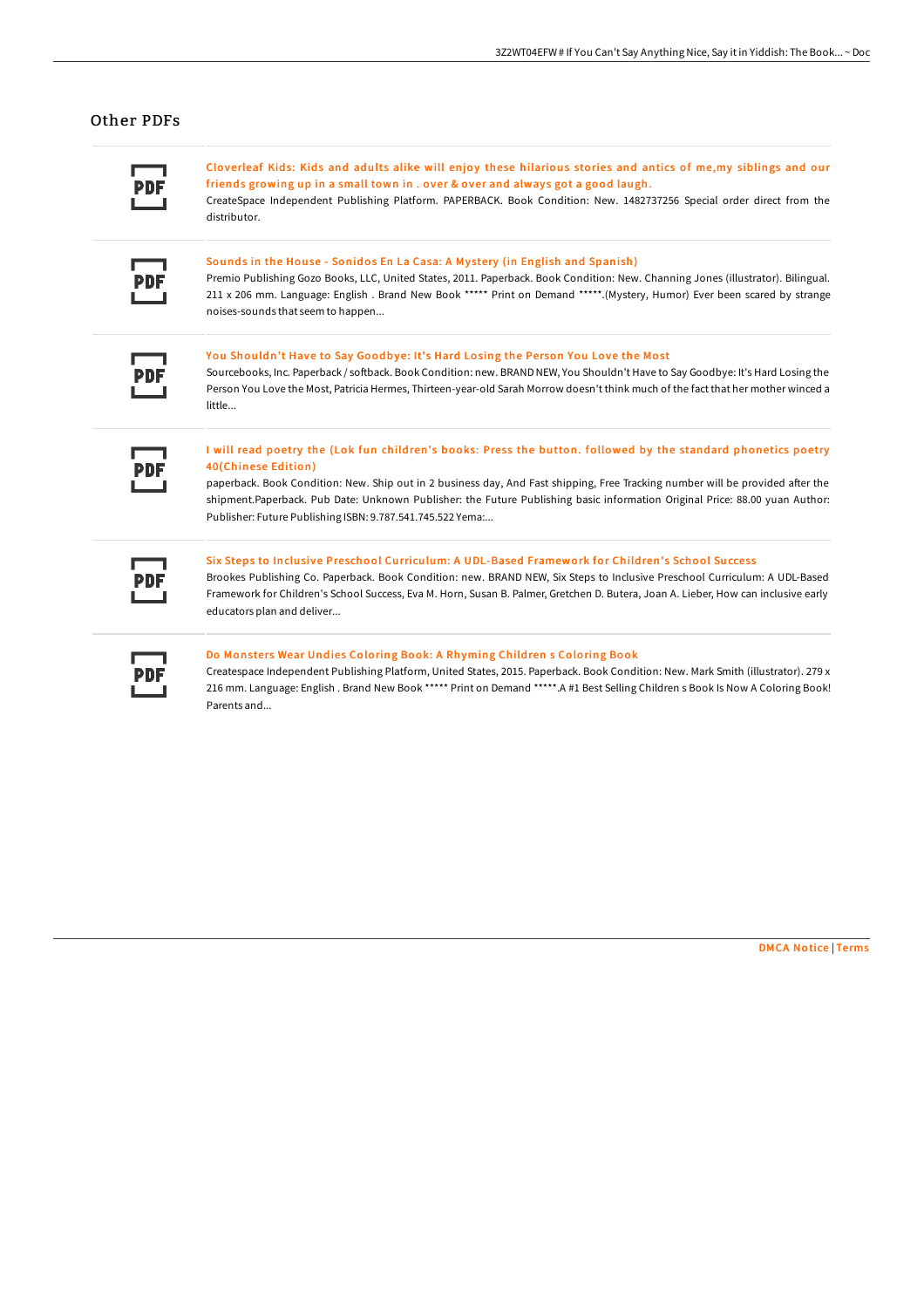## Other PDFs

**Cloverleaf Kids: Kids and adults alike will enjoy these hilarious stories and antics of me,my siblings and our friends growing up in a small town in . over & over and always got a good laugh.**

CreateSpace Independent Publishing Platform. PAPERBACK. Book Condition: New. 1482737256 Special order direct from the distributor.

**Sounds in the House - Sonidos En La Casa: A Mystery (in English and Spanish)**

Premio Publishing Gozo Books, LLC, United States, 2011. Paperback. Book Condition: New. Channing Jones (illustrator). Bilingual. 211 x 206 mm. Language: English . Brand New Book ***** Print on Demand *****.(Mystery, Humor) Ever been scared by strange noises-sounds that seem to happen...

**You Shouldn't Have to Say Goodbye: It's Hard Losing the Person You Love the Most**

Sourcebooks, Inc. Paperback / softback. Book Condition: new. BRAND NEW, You Shouldn't Have to Say Goodbye: It's Hard Losing the Person You Love the Most, Patricia Hermes, Thirteen-year-old Sarah Morrow doesn't think much of the fact that her mother winced a little...

**I will read poetry the (Lok fun children's books: Press the button. followed by the standard phonetics poetry 40(Chinese Edition)**

paperback. Book Condition: New. Ship out in 2 business day, And Fast shipping, Free Tracking number will be provided after the shipment.Paperback. Pub Date: Unknown Publisher: the Future Publishing basic information Original Price: 88.00 yuan Author: Publisher: Future Publishing ISBN: 9.787.541.745.522 Yema:...

**Six Steps to Inclusive Preschool Curriculum: A UDL-Based Framework for Children's School Success**

Brookes Publishing Co. Paperback. Book Condition: new. BRAND NEW, Six Steps to Inclusive Preschool Curriculum: A UDL-Based Framework for Children's School Success, Eva M. Horn, Susan B. Palmer, Gretchen D. Butera, Joan A. Lieber, How can inclusive early educators plan and deliver...

**Do Monsters Wear Undies Coloring Book: A Rhyming Children s Coloring Book**

Createspace Independent Publishing Platform, United States, 2015. Paperback. Book Condition: New. Mark Smith (illustrator). 279 x 216 mm. Language: English . Brand New Book ***** Print on Demand *****.A #1 Best Selling Children s Book Is Now A Coloring Book! Parents and...

DMCA Notice | Terms